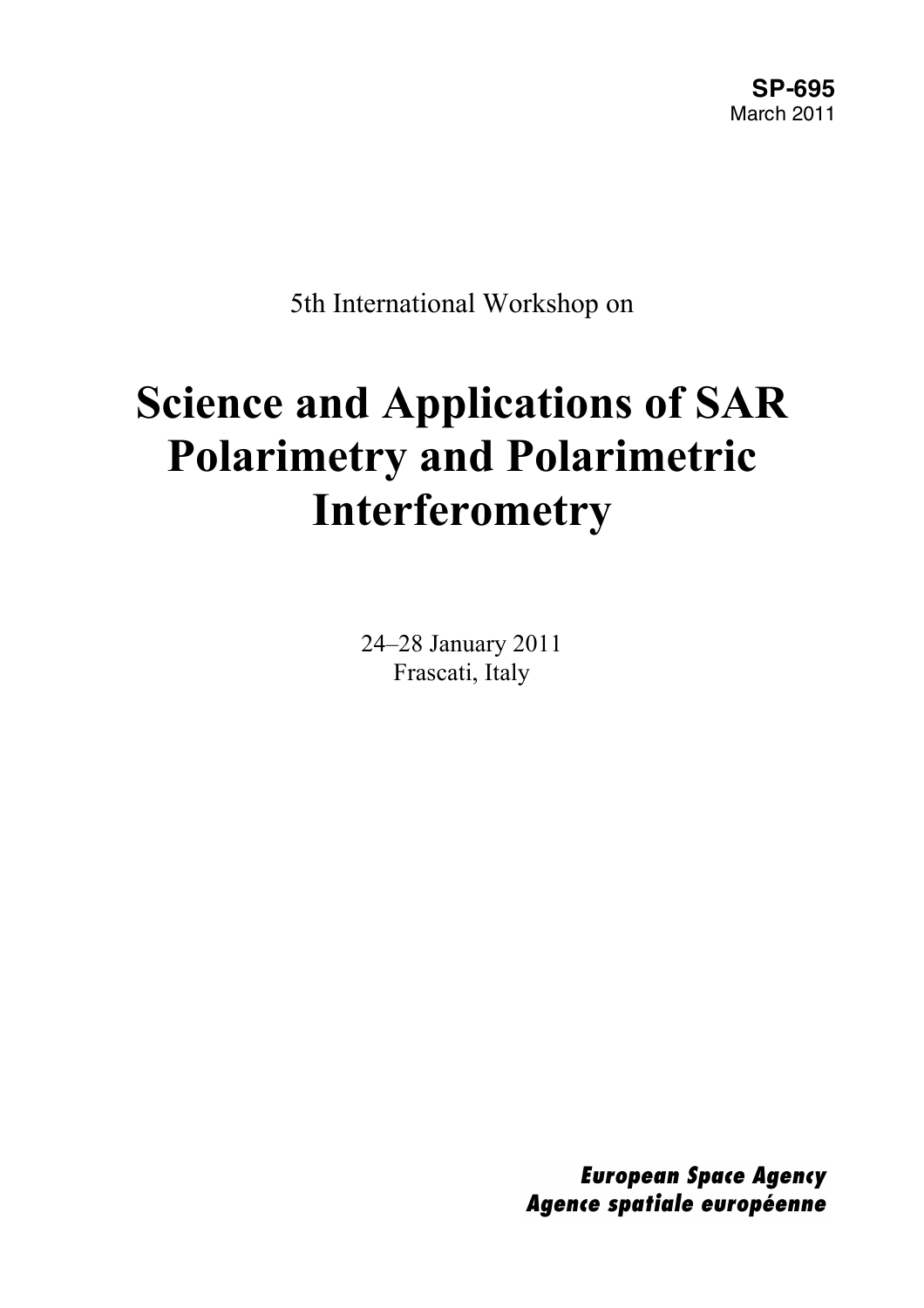**SP-695**
March 2011

5th International Workshop on

# Science and Applications of SAR Polarimetry and Polarimetric Interferometry

24–28 January 2011
Frascati, Italy

***European Space Agency***
***Agence spatiale européenne***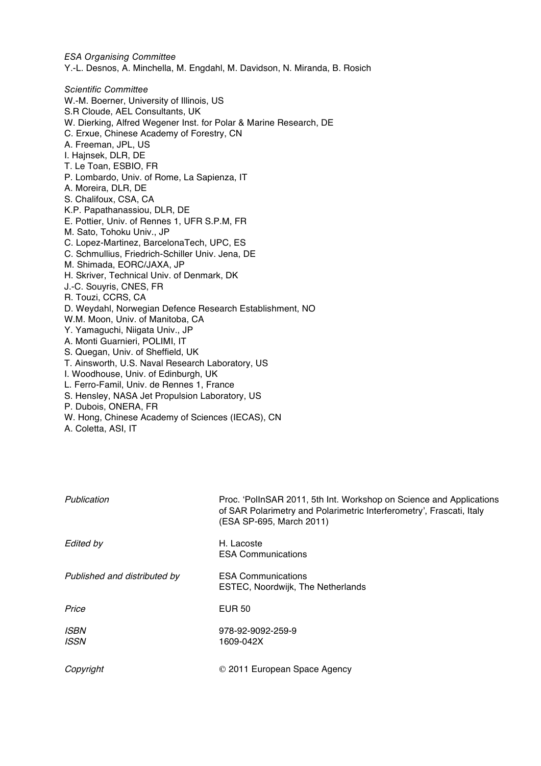*ESA Organising Committee*
Y.-L. Desnos, A. Minchella, M. Engdahl, M. Davidson, N. Miranda, B. Rosich

*Scientific Committee*
W.-M. Boerner, University of Illinois, US
S.R Cloude, AEL Consultants, UK
W. Dierking, Alfred Wegener Inst. for Polar & Marine Research, DE
C. Erxue, Chinese Academy of Forestry, CN
A. Freeman, JPL, US
I. Hajnsek, DLR, DE
T. Le Toan, ESBIO, FR
P. Lombardo, Univ. of Rome, La Sapienza, IT
A. Moreira, DLR, DE
S. Chalifoux, CSA, CA
K.P. Papathanassiou, DLR, DE
E. Pottier, Univ. of Rennes 1, UFR S.P.M, FR
M. Sato, Tohoku Univ., JP
C. Lopez-Martinez, BarcelonaTech, UPC, ES
C. Schmullius, Friedrich-Schiller Univ. Jena, DE
M. Shimada, EORC/JAXA, JP
H. Skriver, Technical Univ. of Denmark, DK
J.-C. Souyris, CNES, FR
R. Touzi, CCRS, CA
D. Weydahl, Norwegian Defence Research Establishment, NO
W.M. Moon, Univ. of Manitoba, CA
Y. Yamaguchi, Niigata Univ., JP
A. Monti Guarnieri, POLIMI, IT
S. Quegan, Univ. of Sheffield, UK
T. Ainsworth, U.S. Naval Research Laboratory, US
I. Woodhouse, Univ. of Edinburgh, UK
L. Ferro-Famil, Univ. de Rennes 1, France
S. Hensley, NASA Jet Propulsion Laboratory, US
P. Dubois, ONERA, FR
W. Hong, Chinese Academy of Sciences (IECAS), CN
A. Coletta, ASI, IT

| | |
|---|---|
| *Publication* | Proc. 'PolInSAR 2011, 5th Int. Workshop on Science and Applications of SAR Polarimetry and Polarimetric Interferometry', Frascati, Italy (ESA SP-695, March 2011) |
| *Edited by* | H. Lacoste<br>ESA Communications |
| *Published and distributed by* | ESA Communications<br>ESTEC, Noordwijk, The Netherlands |
| *Price* | EUR 50 |
| *ISBN*<br>*ISSN* | 978-92-9092-259-9<br>1609-042X |
| *Copyright* | © 2011 European Space Agency |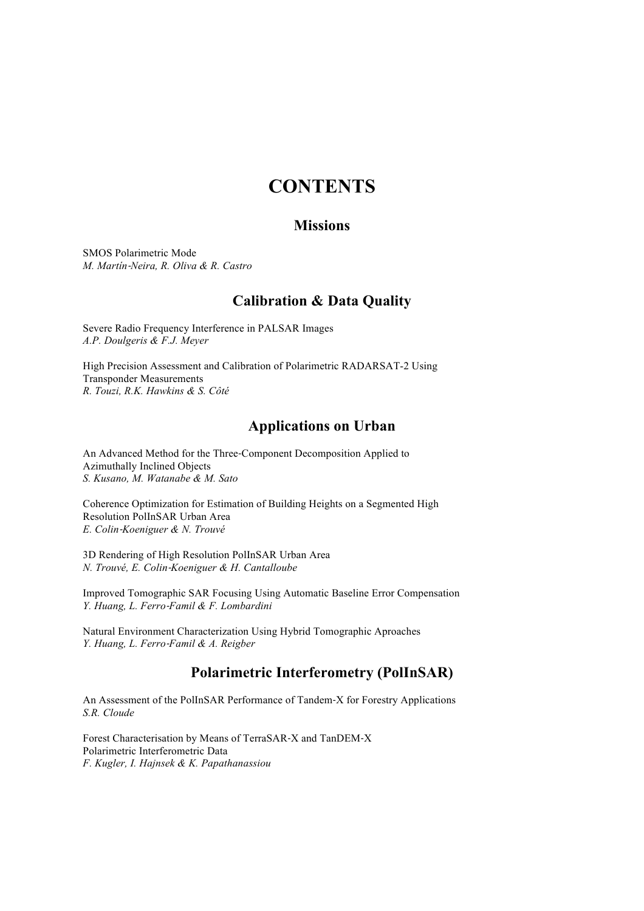# CONTENTS

## Missions

SMOS Polarimetric Mode
*M. Martín-Neira, R. Oliva & R. Castro*

## Calibration & Data Quality

Severe Radio Frequency Interference in PALSAR Images
*A.P. Doulgeris & F.J. Meyer*

High Precision Assessment and Calibration of Polarimetric RADARSAT-2 Using Transponder Measurements
*R. Touzi, R.K. Hawkins & S. Côté*

## Applications on Urban

An Advanced Method for the Three-Component Decomposition Applied to Azimuthally Inclined Objects
*S. Kusano, M. Watanabe & M. Sato*

Coherence Optimization for Estimation of Building Heights on a Segmented High Resolution PolInSAR Urban Area
*E. Colin-Koeniguer & N. Trouvé*

3D Rendering of High Resolution PolInSAR Urban Area
*N. Trouvé, E. Colin-Koeniguer & H. Cantalloube*

Improved Tomographic SAR Focusing Using Automatic Baseline Error Compensation
*Y. Huang, L. Ferro-Famil & F. Lombardini*

Natural Environment Characterization Using Hybrid Tomographic Aproaches
*Y. Huang, L. Ferro-Famil & A. Reigber*

## Polarimetric Interferometry (PolInSAR)

An Assessment of the PolInSAR Performance of Tandem-X for Forestry Applications
*S.R. Cloude*

Forest Characterisation by Means of TerraSAR-X and TanDEM-X Polarimetric Interferometric Data
*F. Kugler, I. Hajnsek & K. Papathanassiou*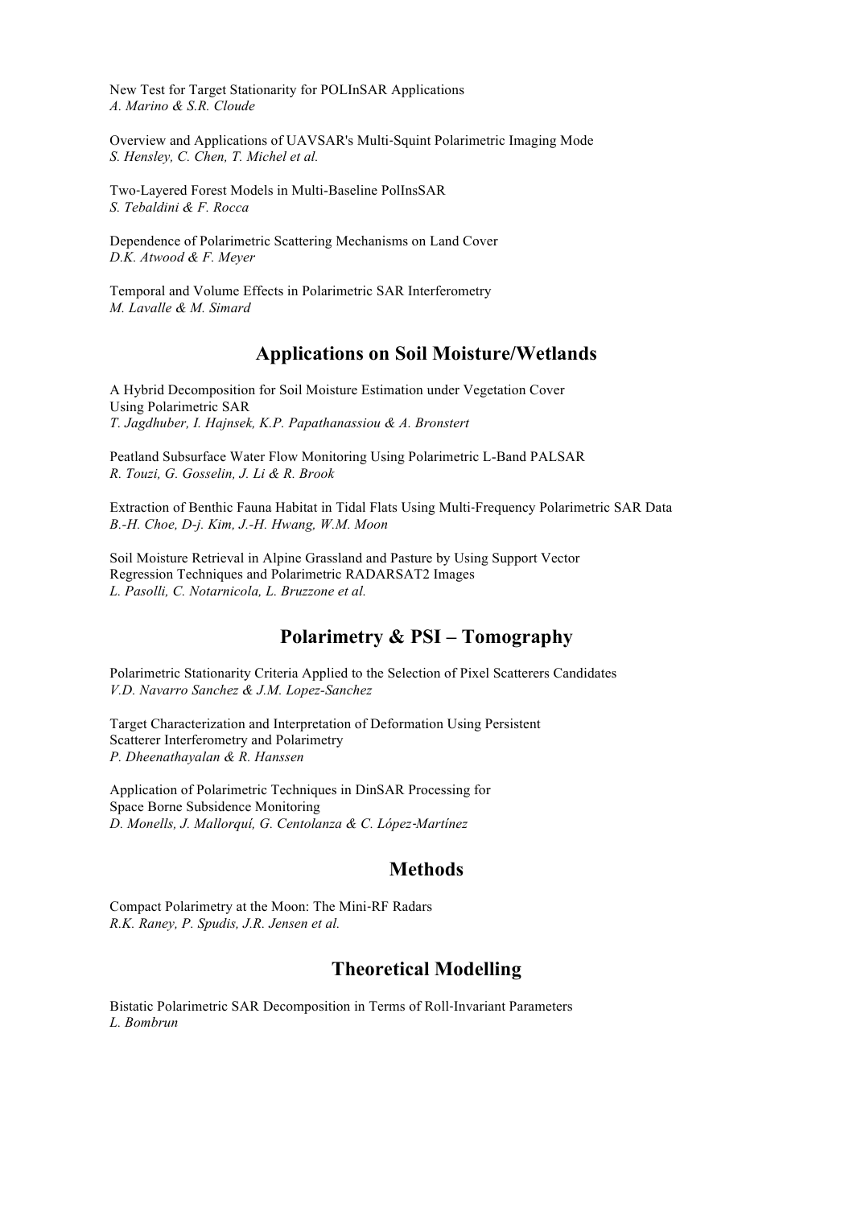New Test for Target Stationarity for POLInSAR Applications
*A. Marino & S.R. Cloude*

Overview and Applications of UAVSAR's Multi-Squint Polarimetric Imaging Mode
*S. Hensley, C. Chen, T. Michel et al.*

Two-Layered Forest Models in Multi-Baseline PolInsSAR
*S. Tebaldini & F. Rocca*

Dependence of Polarimetric Scattering Mechanisms on Land Cover
*D.K. Atwood & F. Meyer*

Temporal and Volume Effects in Polarimetric SAR Interferometry
*M. Lavalle & M. Simard*

## Applications on Soil Moisture/Wetlands

A Hybrid Decomposition for Soil Moisture Estimation under Vegetation Cover
Using Polarimetric SAR
*T. Jagdhuber, I. Hajnsek, K.P. Papathanassiou & A. Bronstert*

Peatland Subsurface Water Flow Monitoring Using Polarimetric L-Band PALSAR
*R. Touzi, G. Gosselin, J. Li & R. Brook*

Extraction of Benthic Fauna Habitat in Tidal Flats Using Multi-Frequency Polarimetric SAR Data
*B.-H. Choe, D-j. Kim, J.-H. Hwang, W.M. Moon*

Soil Moisture Retrieval in Alpine Grassland and Pasture by Using Support Vector
Regression Techniques and Polarimetric RADARSAT2 Images
*L. Pasolli, C. Notarnicola, L. Bruzzone et al.*

## Polarimetry & PSI – Tomography

Polarimetric Stationarity Criteria Applied to the Selection of Pixel Scatterers Candidates
*V.D. Navarro Sanchez & J.M. Lopez-Sanchez*

Target Characterization and Interpretation of Deformation Using Persistent
Scatterer Interferometry and Polarimetry
*P. Dheenathayalan & R. Hanssen*

Application of Polarimetric Techniques in DinSAR Processing for
Space Borne Subsidence Monitoring
*D. Monells, J. Mallorquí, G. Centolanza & C. López-Martínez*

## Methods

Compact Polarimetry at the Moon: The Mini-RF Radars
*R.K. Raney, P. Spudis, J.R. Jensen et al.*

## Theoretical Modelling

Bistatic Polarimetric SAR Decomposition in Terms of Roll-Invariant Parameters
*L. Bombrun*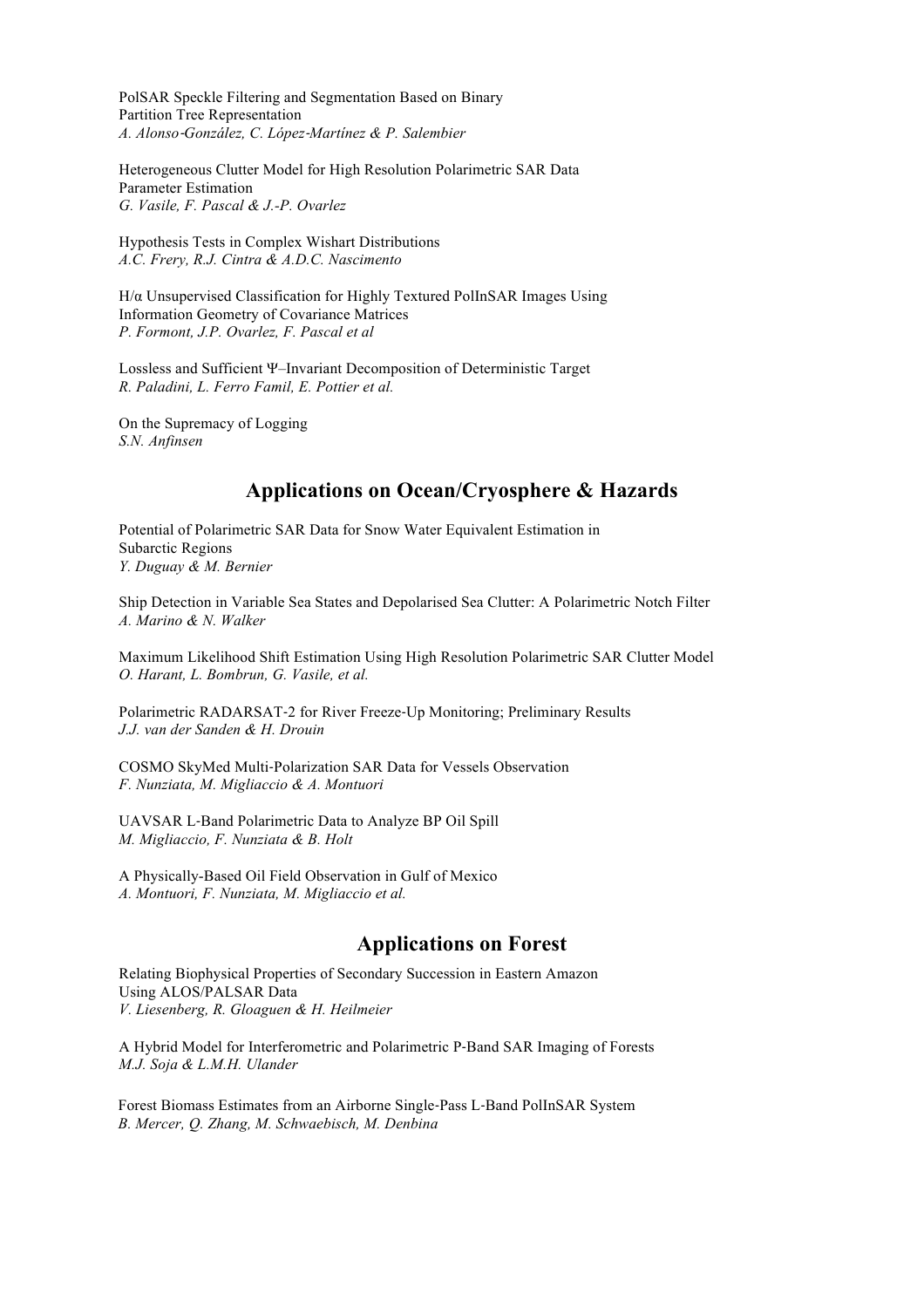PolSAR Speckle Filtering and Segmentation Based on Binary Partition Tree Representation
*A. Alonso-González, C. López-Martínez & P. Salembier*

Heterogeneous Clutter Model for High Resolution Polarimetric SAR Data Parameter Estimation
*G. Vasile, F. Pascal & J.-P. Ovarlez*

Hypothesis Tests in Complex Wishart Distributions
*A.C. Frery, R.J. Cintra & A.D.C. Nascimento*

H/α Unsupervised Classification for Highly Textured PolInSAR Images Using Information Geometry of Covariance Matrices
*P. Formont, J.P. Ovarlez, F. Pascal et al*

Lossless and Sufficient Ψ–Invariant Decomposition of Deterministic Target
*R. Paladini, L. Ferro Famil, E. Pottier et al.*

On the Supremacy of Logging
*S.N. Anfinsen*

## Applications on Ocean/Cryosphere & Hazards

Potential of Polarimetric SAR Data for Snow Water Equivalent Estimation in Subarctic Regions
*Y. Duguay & M. Bernier*

Ship Detection in Variable Sea States and Depolarised Sea Clutter: A Polarimetric Notch Filter
*A. Marino & N. Walker*

Maximum Likelihood Shift Estimation Using High Resolution Polarimetric SAR Clutter Model
*O. Harant, L. Bombrun, G. Vasile, et al.*

Polarimetric RADARSAT-2 for River Freeze-Up Monitoring; Preliminary Results
*J.J. van der Sanden & H. Drouin*

COSMO SkyMed Multi-Polarization SAR Data for Vessels Observation
*F. Nunziata, M. Migliaccio & A. Montuori*

UAVSAR L-Band Polarimetric Data to Analyze BP Oil Spill
*M. Migliaccio, F. Nunziata & B. Holt*

A Physically-Based Oil Field Observation in Gulf of Mexico
*A. Montuori, F. Nunziata, M. Migliaccio et al.*

## Applications on Forest

Relating Biophysical Properties of Secondary Succession in Eastern Amazon Using ALOS/PALSAR Data
*V. Liesenberg, R. Gloaguen & H. Heilmeier*

A Hybrid Model for Interferometric and Polarimetric P-Band SAR Imaging of Forests
*M.J. Soja & L.M.H. Ulander*

Forest Biomass Estimates from an Airborne Single-Pass L-Band PolInSAR System
*B. Mercer, Q. Zhang, M. Schwaebisch, M. Denbina*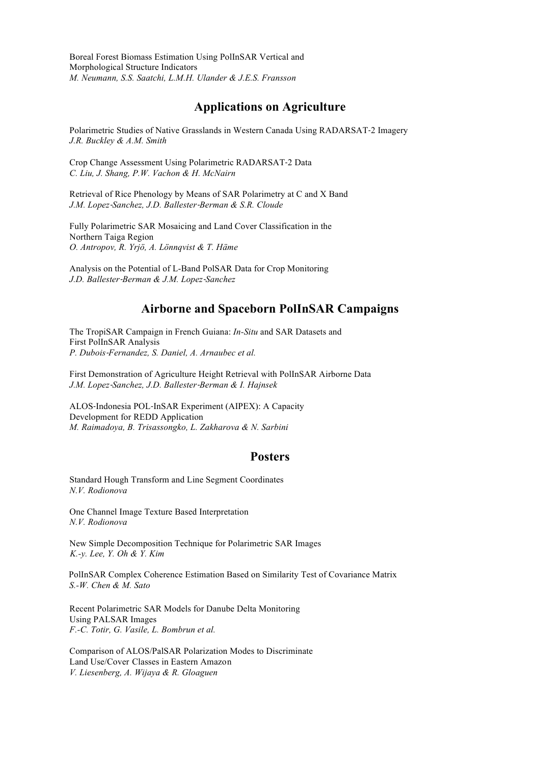Boreal Forest Biomass Estimation Using PolInSAR Vertical and Morphological Structure Indicators
*M. Neumann, S.S. Saatchi, L.M.H. Ulander & J.E.S. Fransson*

## Applications on Agriculture

Polarimetric Studies of Native Grasslands in Western Canada Using RADARSAT-2 Imagery
*J.R. Buckley & A.M. Smith*

Crop Change Assessment Using Polarimetric RADARSAT-2 Data
*C. Liu, J. Shang, P.W. Vachon & H. McNairn*

Retrieval of Rice Phenology by Means of SAR Polarimetry at C and X Band
*J.M. Lopez-Sanchez, J.D. Ballester-Berman & S.R. Cloude*

Fully Polarimetric SAR Mosaicing and Land Cover Classification in the Northern Taiga Region
*O. Antropov, R. Yrjö, A. Lönnqvist & T. Häme*

Analysis on the Potential of L-Band PolSAR Data for Crop Monitoring
*J.D. Ballester-Berman & J.M. Lopez-Sanchez*

## Airborne and Spaceborn PolInSAR Campaigns

The TropiSAR Campaign in French Guiana: *In-Situ* and SAR Datasets and First PolInSAR Analysis
*P. Dubois-Fernandez, S. Daniel, A. Arnaubec et al.*

First Demonstration of Agriculture Height Retrieval with PolInSAR Airborne Data
*J.M. Lopez-Sanchez, J.D. Ballester-Berman & I. Hajnsek*

ALOS-Indonesia POL-InSAR Experiment (AIPEX): A Capacity Development for REDD Application
*M. Raimadoya, B. Trisassongko, L. Zakharova & N. Sarbini*

## Posters

Standard Hough Transform and Line Segment Coordinates
*N.V. Rodionova*

One Channel Image Texture Based Interpretation
*N.V. Rodionova*

New Simple Decomposition Technique for Polarimetric SAR Images
*K.-y. Lee, Y. Oh & Y. Kim*

PolInSAR Complex Coherence Estimation Based on Similarity Test of Covariance Matrix
*S.-W. Chen & M. Sato*

Recent Polarimetric SAR Models for Danube Delta Monitoring Using PALSAR Images
*F.-C. Totir, G. Vasile, L. Bombrun et al.*

Comparison of ALOS/PalSAR Polarization Modes to Discriminate Land Use/Cover Classes in Eastern Amazon
*V. Liesenberg, A. Wijaya & R. Gloaguen*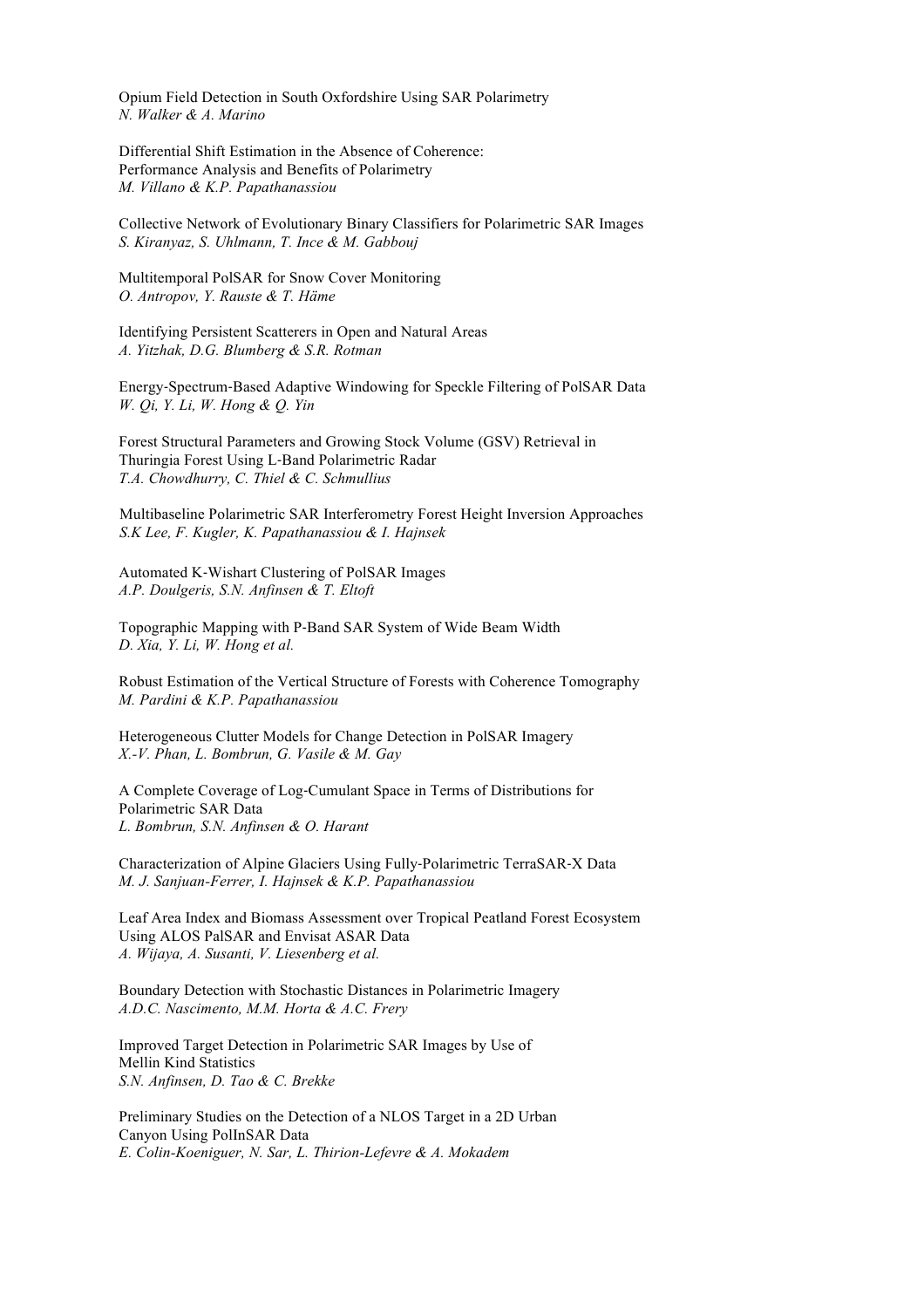Opium Field Detection in South Oxfordshire Using SAR Polarimetry
*N. Walker & A. Marino*

Differential Shift Estimation in the Absence of Coherence:
Performance Analysis and Benefits of Polarimetry
*M. Villano & K.P. Papathanassiou*

Collective Network of Evolutionary Binary Classifiers for Polarimetric SAR Images
*S. Kiranyaz, S. Uhlmann, T. Ince & M. Gabbouj*

Multitemporal PolSAR for Snow Cover Monitoring
*O. Antropov, Y. Rauste & T. Häme*

Identifying Persistent Scatterers in Open and Natural Areas
*A. Yitzhak, D.G. Blumberg & S.R. Rotman*

Energy-Spectrum-Based Adaptive Windowing for Speckle Filtering of PolSAR Data
*W. Qi, Y. Li, W. Hong & Q. Yin*

Forest Structural Parameters and Growing Stock Volume (GSV) Retrieval in
Thuringia Forest Using L-Band Polarimetric Radar
*T.A. Chowdhurry, C. Thiel & C. Schmullius*

Multibaseline Polarimetric SAR Interferometry Forest Height Inversion Approaches
*S.K Lee, F. Kugler, K. Papathanassiou & I. Hajnsek*

Automated K-Wishart Clustering of PolSAR Images
*A.P. Doulgeris, S.N. Anfinsen & T. Eltoft*

Topographic Mapping with P-Band SAR System of Wide Beam Width
*D. Xia, Y. Li, W. Hong et al.*

Robust Estimation of the Vertical Structure of Forests with Coherence Tomography
*M. Pardini & K.P. Papathanassiou*

Heterogeneous Clutter Models for Change Detection in PolSAR Imagery
*X.-V. Phan, L. Bombrun, G. Vasile & M. Gay*

A Complete Coverage of Log-Cumulant Space in Terms of Distributions for
Polarimetric SAR Data
*L. Bombrun, S.N. Anfinsen & O. Harant*

Characterization of Alpine Glaciers Using Fully-Polarimetric TerraSAR-X Data
*M. J. Sanjuan-Ferrer, I. Hajnsek & K.P. Papathanassiou*

Leaf Area Index and Biomass Assessment over Tropical Peatland Forest Ecosystem
Using ALOS PalSAR and Envisat ASAR Data
*A. Wijaya, A. Susanti, V. Liesenberg et al.*

Boundary Detection with Stochastic Distances in Polarimetric Imagery
*A.D.C. Nascimento, M.M. Horta & A.C. Frery*

Improved Target Detection in Polarimetric SAR Images by Use of
Mellin Kind Statistics
*S.N. Anfinsen, D. Tao & C. Brekke*

Preliminary Studies on the Detection of a NLOS Target in a 2D Urban
Canyon Using PolInSAR Data
*E. Colin-Koeniguer, N. Sar, L. Thirion-Lefevre & A. Mokadem*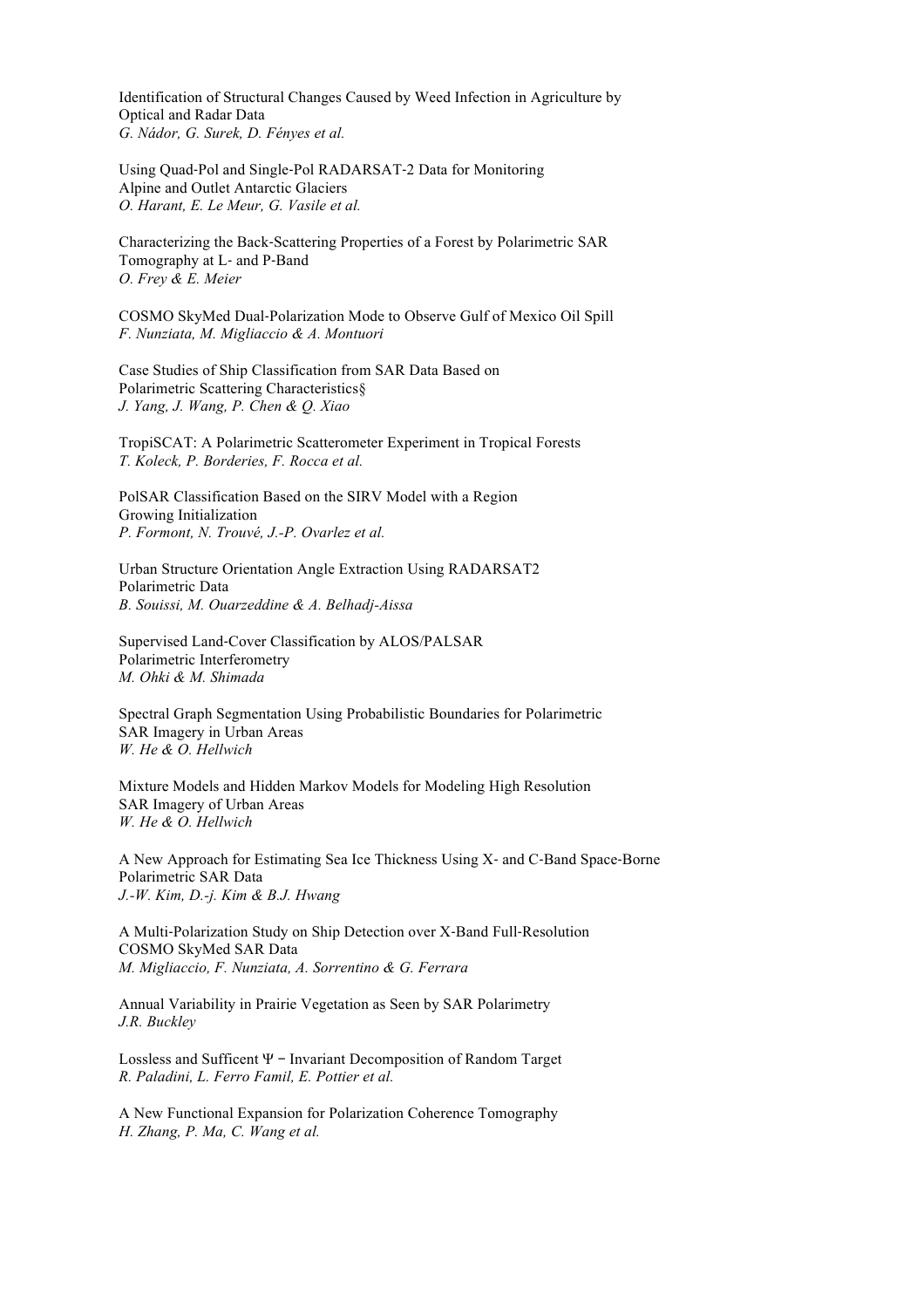Identification of Structural Changes Caused by Weed Infection in Agriculture by Optical and Radar Data
*G. Nádor, G. Surek, D. Fényes et al.*

Using Quad-Pol and Single-Pol RADARSAT-2 Data for Monitoring Alpine and Outlet Antarctic Glaciers
*O. Harant, E. Le Meur, G. Vasile et al.*

Characterizing the Back-Scattering Properties of a Forest by Polarimetric SAR Tomography at L- and P-Band
*O. Frey & E. Meier*

COSMO SkyMed Dual-Polarization Mode to Observe Gulf of Mexico Oil Spill
*F. Nunziata, M. Migliaccio & A. Montuori*

Case Studies of Ship Classification from SAR Data Based on Polarimetric Scattering Characteristics§
*J. Yang, J. Wang, P. Chen & Q. Xiao*

TropiSCAT: A Polarimetric Scatterometer Experiment in Tropical Forests
*T. Koleck, P. Borderies, F. Rocca et al.*

PolSAR Classification Based on the SIRV Model with a Region Growing Initialization
*P. Formont, N. Trouvé, J.-P. Ovarlez et al.*

Urban Structure Orientation Angle Extraction Using RADARSAT2 Polarimetric Data
*B. Souissi, M. Ouarzeddine & A. Belhadj-Aissa*

Supervised Land-Cover Classification by ALOS/PALSAR Polarimetric Interferometry
*M. Ohki & M. Shimada*

Spectral Graph Segmentation Using Probabilistic Boundaries for Polarimetric SAR Imagery in Urban Areas
*W. He & O. Hellwich*

Mixture Models and Hidden Markov Models for Modeling High Resolution SAR Imagery of Urban Areas
*W. He & O. Hellwich*

A New Approach for Estimating Sea Ice Thickness Using X- and C-Band Space-Borne Polarimetric SAR Data
*J.-W. Kim, D.-j. Kim & B.J. Hwang*

A Multi-Polarization Study on Ship Detection over X-Band Full-Resolution COSMO SkyMed SAR Data
*M. Migliaccio, F. Nunziata, A. Sorrentino & G. Ferrara*

Annual Variability in Prairie Vegetation as Seen by SAR Polarimetry
*J.R. Buckley*

Lossless and Sufficent $\Psi$ − Invariant Decomposition of Random Target
*R. Paladini, L. Ferro Famil, E. Pottier et al.*

A New Functional Expansion for Polarization Coherence Tomography
*H. Zhang, P. Ma, C. Wang et al.*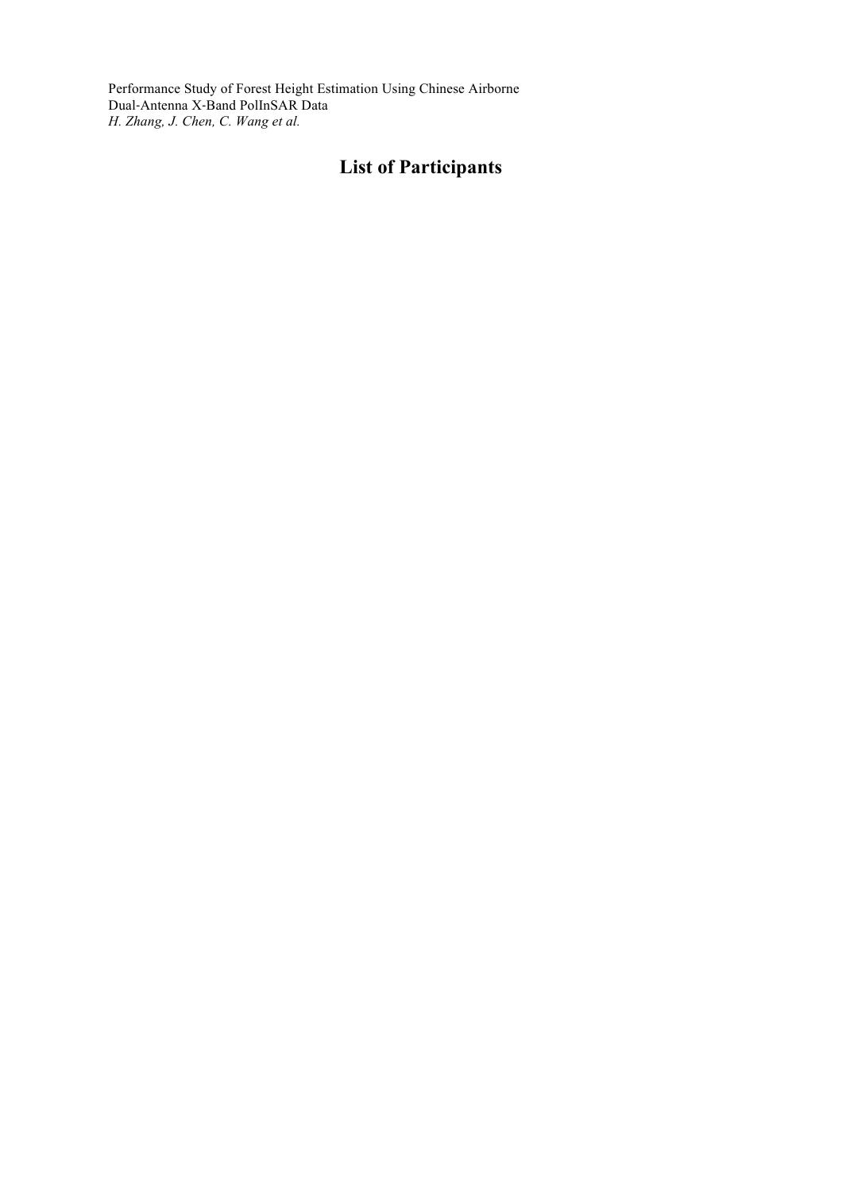Performance Study of Forest Height Estimation Using Chinese Airborne Dual-Antenna X-Band PolInSAR Data
*H. Zhang, J. Chen, C. Wang et al.*

# List of Participants